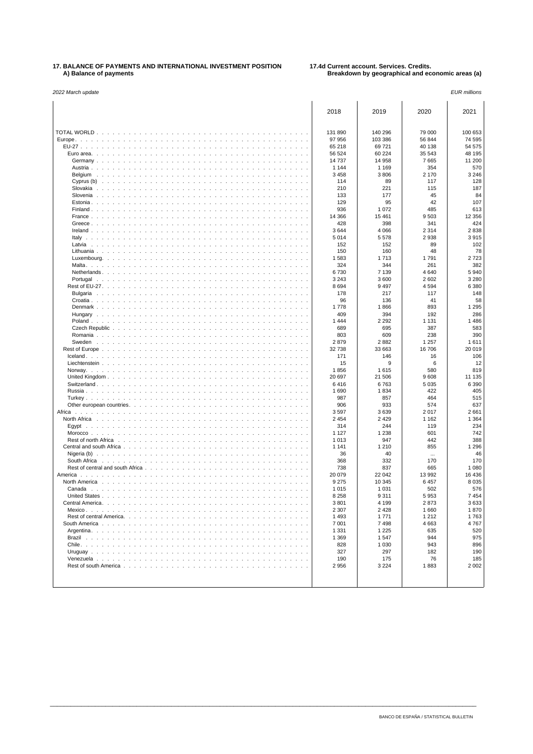**17. BALANCE OF PAYMENTS AND INTERNATIONAL INVESTMENT POSITION**
**A) Balance of payments**

**17.4d Current account. Services. Credits.**
**Breakdown by geographical and economic areas (a)**

*2022 March update*

*EUR millions*

| | 2018 | 2019 | 2020 | 2021 |
|---|---|---|---|---|
| TOTAL WORLD | 131 890 | 140 296 | 79 000 | 100 653 |
| Europe | 97 956 | 103 386 | 56 844 | 74 595 |
| EU-27 | 65 218 | 69 721 | 40 138 | 54 575 |
| Euro area | 56 524 | 60 224 | 35 543 | 48 195 |
| Germany | 14 737 | 14 958 | 7 665 | 11 200 |
| Austria | 1 144 | 1 169 | 354 | 570 |
| Belgium | 3 458 | 3 806 | 2 170 | 3 246 |
| Cyprus (b) | 114 | 89 | 117 | 128 |
| Slovakia | 210 | 221 | 115 | 187 |
| Slovenia | 133 | 177 | 45 | 84 |
| Estonia | 129 | 95 | 42 | 107 |
| Finland | 936 | 1 072 | 485 | 613 |
| France | 14 366 | 15 461 | 9 503 | 12 356 |
| Greece | 428 | 398 | 341 | 424 |
| Ireland | 3 644 | 4 066 | 2 314 | 2 838 |
| Italy | 5 014 | 5 578 | 2 938 | 3 915 |
| Latvia | 152 | 152 | 89 | 102 |
| Lithuania | 150 | 160 | 48 | 78 |
| Luxembourg | 1 583 | 1 713 | 1 791 | 2 723 |
| Malta | 324 | 344 | 261 | 382 |
| Netherlands | 6 730 | 7 139 | 4 640 | 5 940 |
| Portugal | 3 243 | 3 600 | 2 602 | 3 280 |
| Rest of EU-27 | 8 694 | 9 497 | 4 594 | 6 380 |
| Bulgaria | 178 | 217 | 117 | 148 |
| Croatia | 96 | 136 | 41 | 58 |
| Denmark | 1 778 | 1 866 | 893 | 1 295 |
| Hungary | 409 | 394 | 192 | 286 |
| Poland | 1 444 | 2 292 | 1 131 | 1 486 |
| Czech Republic | 689 | 695 | 387 | 583 |
| Romania | 803 | 609 | 238 | 390 |
| Sweden | 2 879 | 2 882 | 1 257 | 1 611 |
| Rest of Europe | 32 738 | 33 663 | 16 706 | 20 019 |
| Iceland | 171 | 146 | 16 | 106 |
| Liechtenstein | 15 | 9 | 6 | 12 |
| Norway | 1 856 | 1 615 | 580 | 819 |
| United Kingdom | 20 697 | 21 506 | 9 608 | 11 135 |
| Switzerland | 6 416 | 6 763 | 5 035 | 6 390 |
| Russia | 1 690 | 1 834 | 422 | 405 |
| Turkey | 987 | 857 | 464 | 515 |
| Other european countries | 906 | 933 | 574 | 637 |
| Africa | 3 597 | 3 639 | 2 017 | 2 661 |
| North Africa | 2 454 | 2 429 | 1 162 | 1 364 |
| Egypt | 314 | 244 | 119 | 234 |
| Morocco | 1 127 | 1 238 | 601 | 742 |
| Rest of north Africa | 1 013 | 947 | 442 | 388 |
| Central and south Africa | 1 141 | 1 210 | 855 | 1 296 |
| Nigeria (b) | 36 | 40 | ... | 46 |
| South Africa | 368 | 332 | 170 | 170 |
| Rest of central and south Africa | 738 | 837 | 665 | 1 080 |
| America | 20 079 | 22 042 | 13 992 | 16 436 |
| North America | 9 275 | 10 345 | 6 457 | 8 035 |
| Canada | 1 015 | 1 031 | 502 | 576 |
| United States | 8 258 | 9 311 | 5 953 | 7 454 |
| Central America | 3 801 | 4 199 | 2 873 | 3 633 |
| Mexico | 2 307 | 2 428 | 1 660 | 1 870 |
| Rest of central America | 1 493 | 1 771 | 1 212 | 1 763 |
| South America | 7 001 | 7 498 | 4 663 | 4 767 |
| Argentina | 1 331 | 1 225 | 635 | 520 |
| Brazil | 1 369 | 1 547 | 944 | 975 |
| Chile | 828 | 1 030 | 943 | 896 |
| Uruguay | 327 | 297 | 182 | 190 |
| Venezuela | 190 | 175 | 76 | 185 |
| Rest of south America | 2 956 | 3 224 | 1 883 | 2 002 |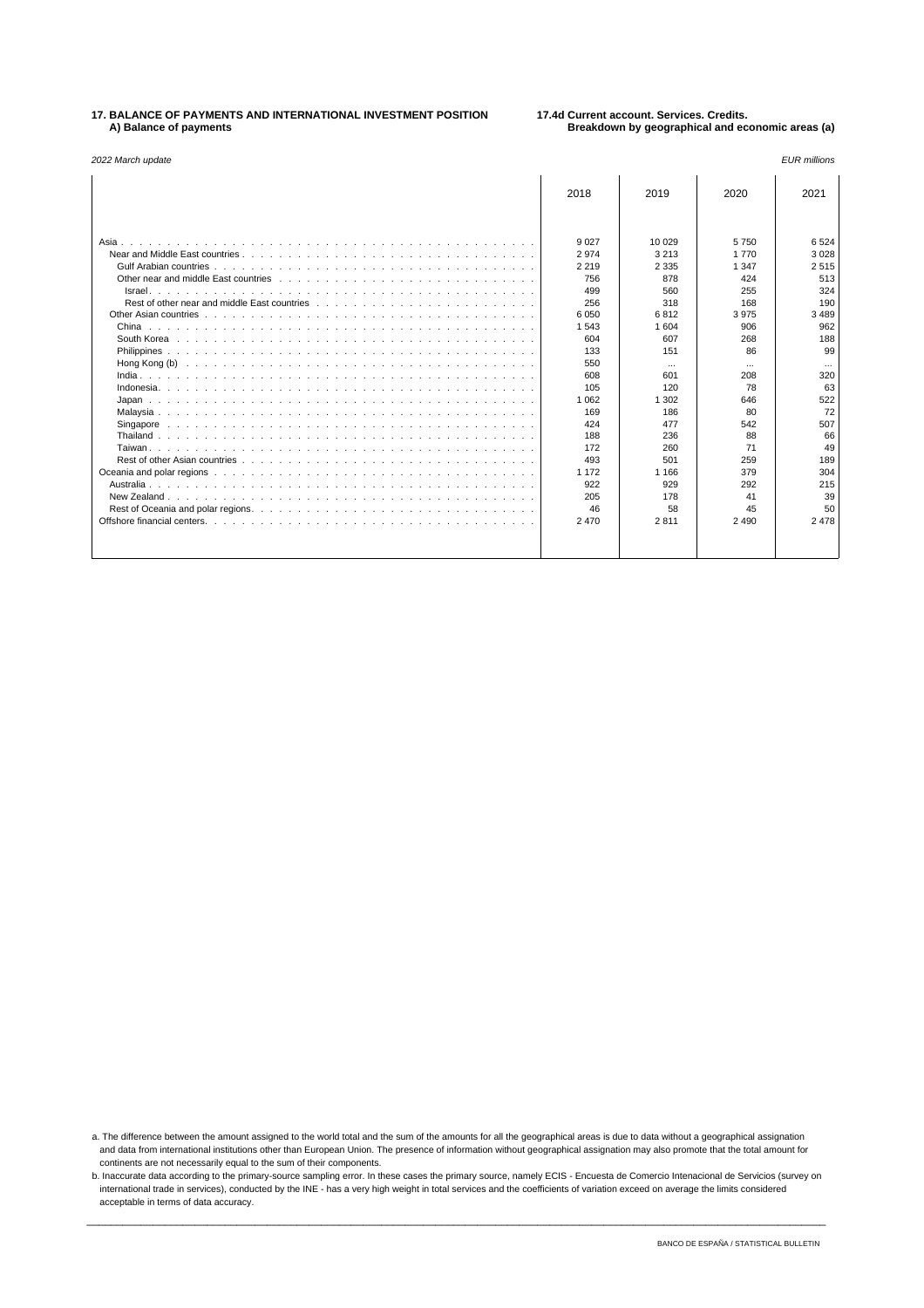**17. BALANCE OF PAYMENTS AND INTERNATIONAL INVESTMENT POSITION**
**A) Balance of payments**

**17.4d Current account. Services. Credits.**
**Breakdown by geographical and economic areas (a)**

*2022 March update* — *EUR millions*

| | 2018 | 2019 | 2020 | 2021 |
|---|---|---|---|---|
| Asia | 9 027 | 10 029 | 5 750 | 6 524 |
| Near and Middle East countries | 2 974 | 3 213 | 1 770 | 3 028 |
| Gulf Arabian countries | 2 219 | 2 335 | 1 347 | 2 515 |
| Other near and middle East countries | 756 | 878 | 424 | 513 |
| Israel | 499 | 560 | 255 | 324 |
| Rest of other near and middle East countries | 256 | 318 | 168 | 190 |
| Other Asian countries | 6 050 | 6 812 | 3 975 | 3 489 |
| China | 1 543 | 1 604 | 906 | 962 |
| South Korea | 604 | 607 | 268 | 188 |
| Philippines | 133 | 151 | 86 | 99 |
| Hong Kong (b) | 550 | ... | ... | ... |
| India | 608 | 601 | 208 | 320 |
| Indonesia | 105 | 120 | 78 | 63 |
| Japan | 1 062 | 1 302 | 646 | 522 |
| Malaysia | 169 | 186 | 80 | 72 |
| Singapore | 424 | 477 | 542 | 507 |
| Thailand | 188 | 236 | 88 | 66 |
| Taiwan | 172 | 260 | 71 | 49 |
| Rest of other Asian countries | 493 | 501 | 259 | 189 |
| Oceania and polar regions | 1 172 | 1 166 | 379 | 304 |
| Australia | 922 | 929 | 292 | 215 |
| New Zealand | 205 | 178 | 41 | 39 |
| Rest of Oceania and polar regions | 46 | 58 | 45 | 50 |
| Offshore financial centers | 2 470 | 2 811 | 2 490 | 2 478 |

a. The difference between the amount assigned to the world total and the sum of the amounts for all the geographical areas is due to data without a geographical assignation and data from international institutions other than European Union. The presence of information without geographical assignation may also promote that the total amount for continents are not necessarily equal to the sum of their components.

b. Inaccurate data according to the primary-source sampling error. In these cases the primary source, namely ECIS - Encuesta de Comercio Intenacional de Servicios (survey on international trade in services), conducted by the INE - has a very high weight in total services and the coefficients of variation exceed on average the limits considered acceptable in terms of data accuracy.